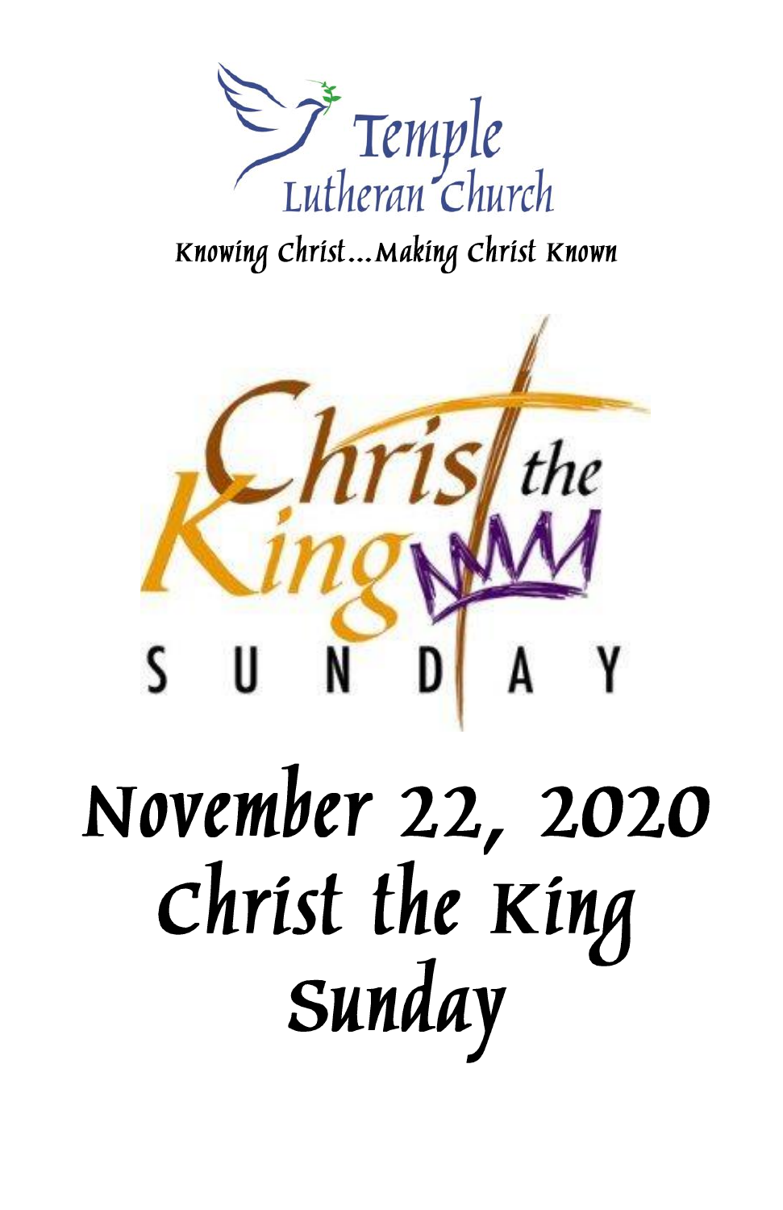Temple Lutheran Church

Knowing Christ…Making Christ Known

Christ the King SUNDAY

# November 22, 2020
# Christ the King Sunday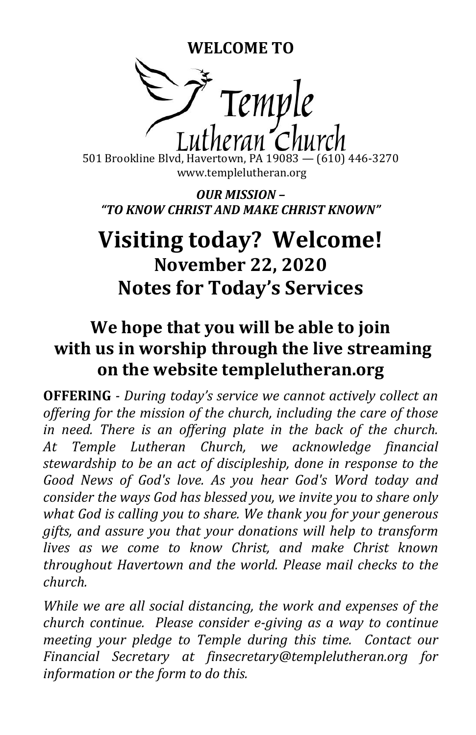**WELCOME TO**

# Temple Lutheran Church

501 Brookline Blvd, Havertown, PA 19083 — (610) 446-3270
www.templelutheran.org

***OUR MISSION –***
***"TO KNOW CHRIST AND MAKE CHRIST KNOWN"***

# Visiting today? Welcome!
## November 22, 2020
## Notes for Today's Services

## We hope that you will be able to join with us in worship through the live streaming on the website templelutheran.org

**OFFERING** - *During today's service we cannot actively collect an offering for the mission of the church, including the care of those in need. There is an offering plate in the back of the church. At Temple Lutheran Church, we acknowledge financial stewardship to be an act of discipleship, done in response to the Good News of God's love. As you hear God's Word today and consider the ways God has blessed you, we invite you to share only what God is calling you to share. We thank you for your generous gifts, and assure you that your donations will help to transform lives as we come to know Christ, and make Christ known throughout Havertown and the world. Please mail checks to the church.*

*While we are all social distancing, the work and expenses of the church continue. Please consider e-giving as a way to continue meeting your pledge to Temple during this time. Contact our Financial Secretary at finsecretary@templelutheran.org for information or the form to do this.*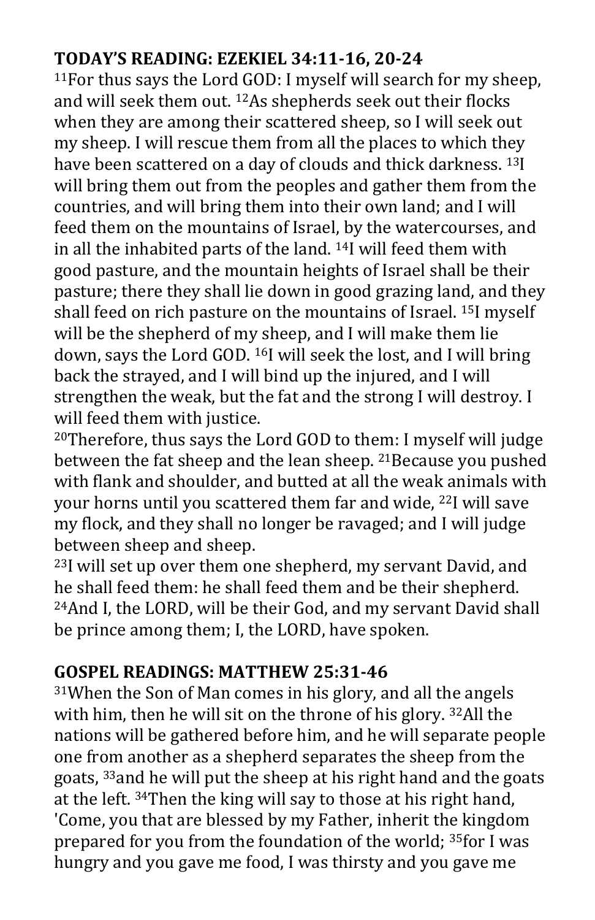**TODAY'S READING: EZEKIEL 34:11-16, 20-24**

[11]For thus says the Lord GOD: I myself will search for my sheep, and will seek them out. [12]As shepherds seek out their flocks when they are among their scattered sheep, so I will seek out my sheep. I will rescue them from all the places to which they have been scattered on a day of clouds and thick darkness. [13]I will bring them out from the peoples and gather them from the countries, and will bring them into their own land; and I will feed them on the mountains of Israel, by the watercourses, and in all the inhabited parts of the land. [14]I will feed them with good pasture, and the mountain heights of Israel shall be their pasture; there they shall lie down in good grazing land, and they shall feed on rich pasture on the mountains of Israel. [15]I myself will be the shepherd of my sheep, and I will make them lie down, says the Lord GOD. [16]I will seek the lost, and I will bring back the strayed, and I will bind up the injured, and I will strengthen the weak, but the fat and the strong I will destroy. I will feed them with justice.

[20]Therefore, thus says the Lord GOD to them: I myself will judge between the fat sheep and the lean sheep. [21]Because you pushed with flank and shoulder, and butted at all the weak animals with your horns until you scattered them far and wide, [22]I will save my flock, and they shall no longer be ravaged; and I will judge between sheep and sheep.

[23]I will set up over them one shepherd, my servant David, and he shall feed them: he shall feed them and be their shepherd. [24]And I, the LORD, will be their God, and my servant David shall be prince among them; I, the LORD, have spoken.

**GOSPEL READINGS: MATTHEW 25:31-46**

[31]When the Son of Man comes in his glory, and all the angels with him, then he will sit on the throne of his glory. [32]All the nations will be gathered before him, and he will separate people one from another as a shepherd separates the sheep from the goats, [33]and he will put the sheep at his right hand and the goats at the left. [34]Then the king will say to those at his right hand, 'Come, you that are blessed by my Father, inherit the kingdom prepared for you from the foundation of the world; [35]for I was hungry and you gave me food, I was thirsty and you gave me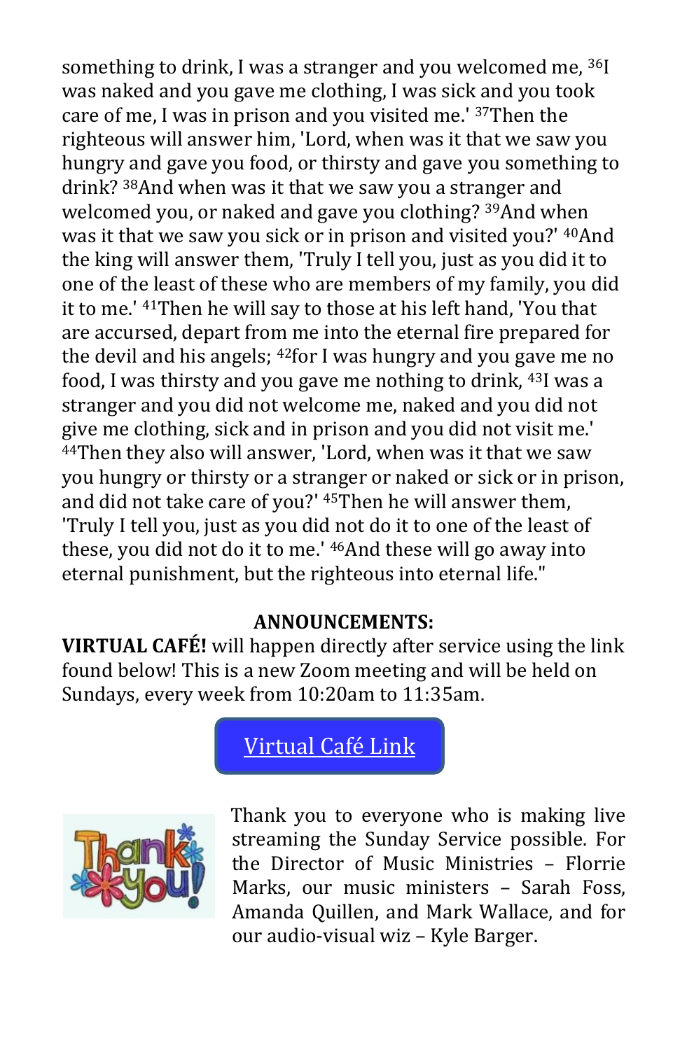something to drink, I was a stranger and you welcomed me, [36]I was naked and you gave me clothing, I was sick and you took care of me, I was in prison and you visited me.' [37]Then the righteous will answer him, 'Lord, when was it that we saw you hungry and gave you food, or thirsty and gave you something to drink? [38]And when was it that we saw you a stranger and welcomed you, or naked and gave you clothing? [39]And when was it that we saw you sick or in prison and visited you?' [40]And the king will answer them, 'Truly I tell you, just as you did it to one of the least of these who are members of my family, you did it to me.' [41]Then he will say to those at his left hand, 'You that are accursed, depart from me into the eternal fire prepared for the devil and his angels; [42]for I was hungry and you gave me no food, I was thirsty and you gave me nothing to drink, [43]I was a stranger and you did not welcome me, naked and you did not give me clothing, sick and in prison and you did not visit me.' [44]Then they also will answer, 'Lord, when was it that we saw you hungry or thirsty or a stranger or naked or sick or in prison, and did not take care of you?' [45]Then he will answer them, 'Truly I tell you, just as you did not do it to one of the least of these, you did not do it to me.' [46]And these will go away into eternal punishment, but the righteous into eternal life."

## ANNOUNCEMENTS:

**VIRTUAL CAFÉ!** will happen directly after service using the link found below! This is a new Zoom meeting and will be held on Sundays, every week from 10:20am to 11:35am.

Virtual Café Link

Thank you to everyone who is making live streaming the Sunday Service possible. For the Director of Music Ministries – Florrie Marks, our music ministers – Sarah Foss, Amanda Quillen, and Mark Wallace, and for our audio-visual wiz – Kyle Barger.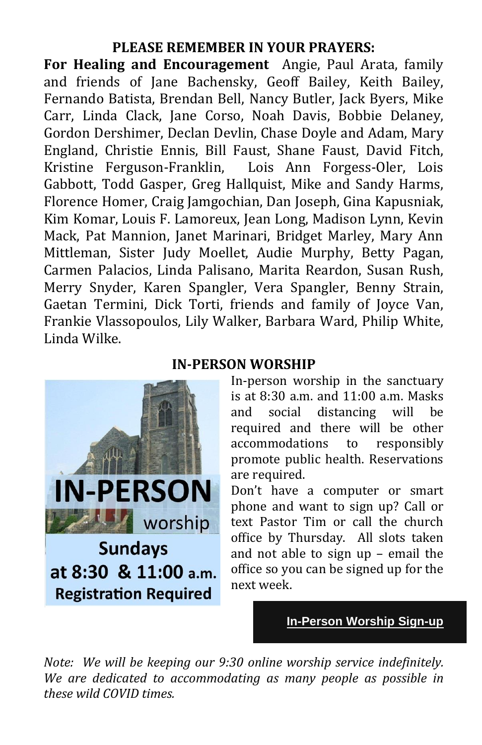## PLEASE REMEMBER IN YOUR PRAYERS:

**For Healing and Encouragement** Angie, Paul Arata, family and friends of Jane Bachensky, Geoff Bailey, Keith Bailey, Fernando Batista, Brendan Bell, Nancy Butler, Jack Byers, Mike Carr, Linda Clack, Jane Corso, Noah Davis, Bobbie Delaney, Gordon Dershimer, Declan Devlin, Chase Doyle and Adam, Mary England, Christie Ennis, Bill Faust, Shane Faust, David Fitch, Kristine Ferguson-Franklin, Lois Ann Forgess-Oler, Lois Gabbott, Todd Gasper, Greg Hallquist, Mike and Sandy Harms, Florence Homer, Craig Jamgochian, Dan Joseph, Gina Kapusniak, Kim Komar, Louis F. Lamoreux, Jean Long, Madison Lynn, Kevin Mack, Pat Mannion, Janet Marinari, Bridget Marley, Mary Ann Mittleman, Sister Judy Moellet, Audie Murphy, Betty Pagan, Carmen Palacios, Linda Palisano, Marita Reardon, Susan Rush, Merry Snyder, Karen Spangler, Vera Spangler, Benny Strain, Gaetan Termini, Dick Torti, friends and family of Joyce Van, Frankie Vlassopoulos, Lily Walker, Barbara Ward, Philip White, Linda Wilke.

## IN-PERSON WORSHIP

IN-PERSON worship

Sundays at 8:30 & 11:00 a.m.

Registration Required

In-person worship in the sanctuary is at 8:30 a.m. and 11:00 a.m. Masks and social distancing will be required and there will be other accommodations to responsibly promote public health. Reservations are required.

Don't have a computer or smart phone and want to sign up? Call or text Pastor Tim or call the church office by Thursday. All slots taken and not able to sign up – email the office so you can be signed up for the next week.

**In-Person Worship Sign-up**

*Note: We will be keeping our 9:30 online worship service indefinitely. We are dedicated to accommodating as many people as possible in these wild COVID times.*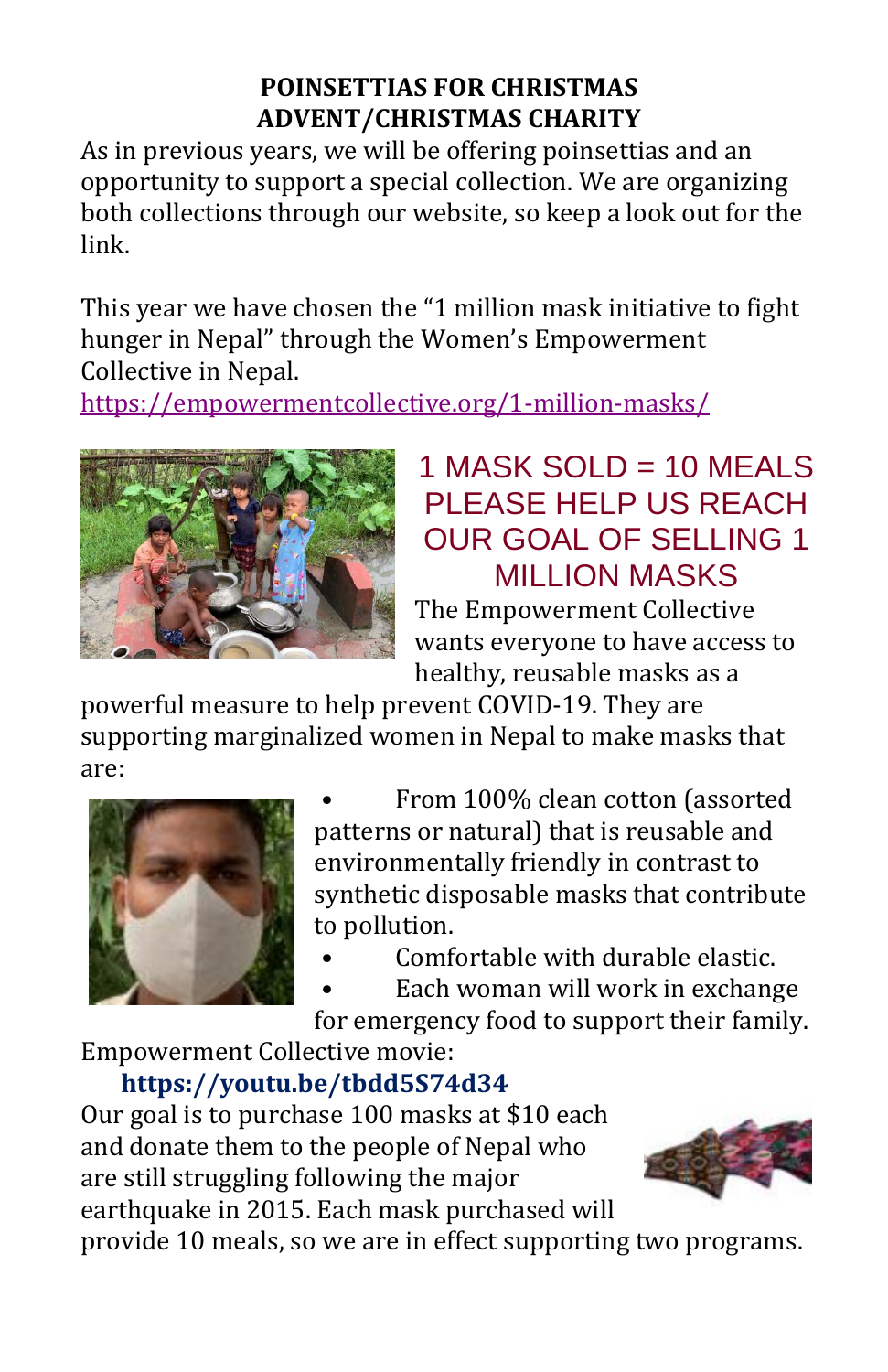## POINSETTIAS FOR CHRISTMAS
## ADVENT/CHRISTMAS CHARITY

As in previous years, we will be offering poinsettias and an opportunity to support a special collection. We are organizing both collections through our website, so keep a look out for the link.

This year we have chosen the "1 million mask initiative to fight hunger in Nepal" through the Women's Empowerment Collective in Nepal.
https://empowermentcollective.org/1-million-masks/

### 1 MASK SOLD = 10 MEALS PLEASE HELP US REACH OUR GOAL OF SELLING 1 MILLION MASKS

The Empowerment Collective wants everyone to have access to healthy, reusable masks as a powerful measure to help prevent COVID-19. They are supporting marginalized women in Nepal to make masks that are:

- From 100% clean cotton (assorted patterns or natural) that is reusable and environmentally friendly in contrast to synthetic disposable masks that contribute to pollution.
- Comfortable with durable elastic.
- Each woman will work in exchange for emergency food to support their family.

Empowerment Collective movie:
**https://youtu.be/tbdd5S74d34**

Our goal is to purchase 100 masks at $10 each and donate them to the people of Nepal who are still struggling following the major earthquake in 2015. Each mask purchased will provide 10 meals, so we are in effect supporting two programs.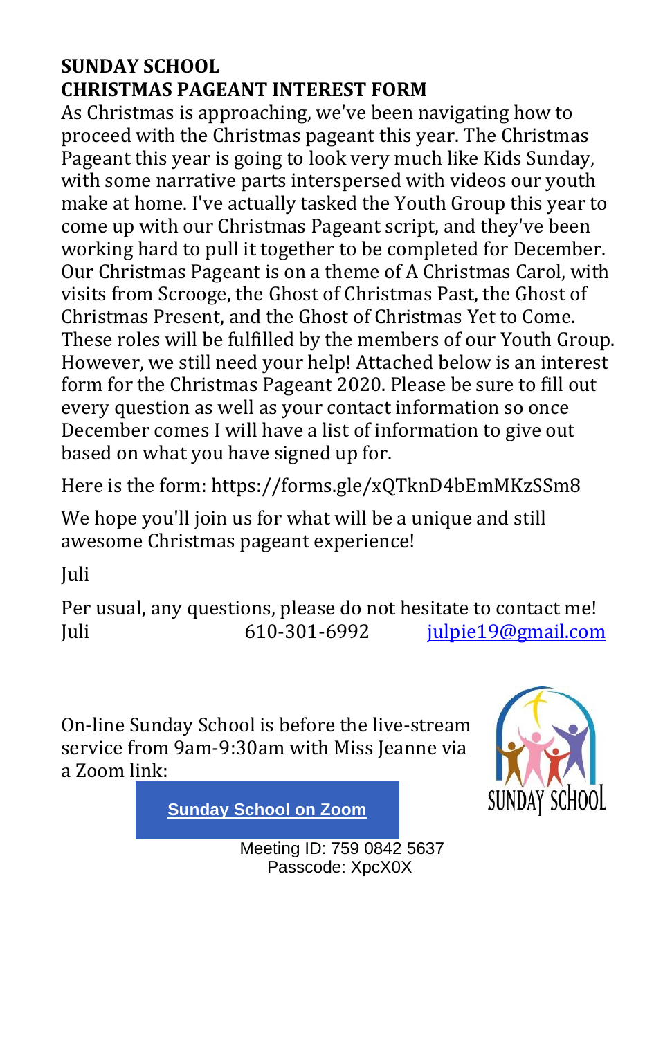**SUNDAY SCHOOL**
**CHRISTMAS PAGEANT INTEREST FORM**

As Christmas is approaching, we've been navigating how to proceed with the Christmas pageant this year. The Christmas Pageant this year is going to look very much like Kids Sunday, with some narrative parts interspersed with videos our youth make at home. I've actually tasked the Youth Group this year to come up with our Christmas Pageant script, and they've been working hard to pull it together to be completed for December. Our Christmas Pageant is on a theme of A Christmas Carol, with visits from Scrooge, the Ghost of Christmas Past, the Ghost of Christmas Present, and the Ghost of Christmas Yet to Come. These roles will be fulfilled by the members of our Youth Group. However, we still need your help! Attached below is an interest form for the Christmas Pageant 2020. Please be sure to fill out every question as well as your contact information so once December comes I will have a list of information to give out based on what you have signed up for.

Here is the form: https://forms.gle/xQTknD4bEmMKzSSm8

We hope you'll join us for what will be a unique and still awesome Christmas pageant experience!

Juli

Per usual, any questions, please do not hesitate to contact me!
Juli 610-301-6992 julpie19@gmail.com

On-line Sunday School is before the live-stream service from 9am-9:30am with Miss Jeanne via a Zoom link:

Sunday School on Zoom

Meeting ID: 759 0842 5637
Passcode: XpcX0X

SUNDAY SCHOOL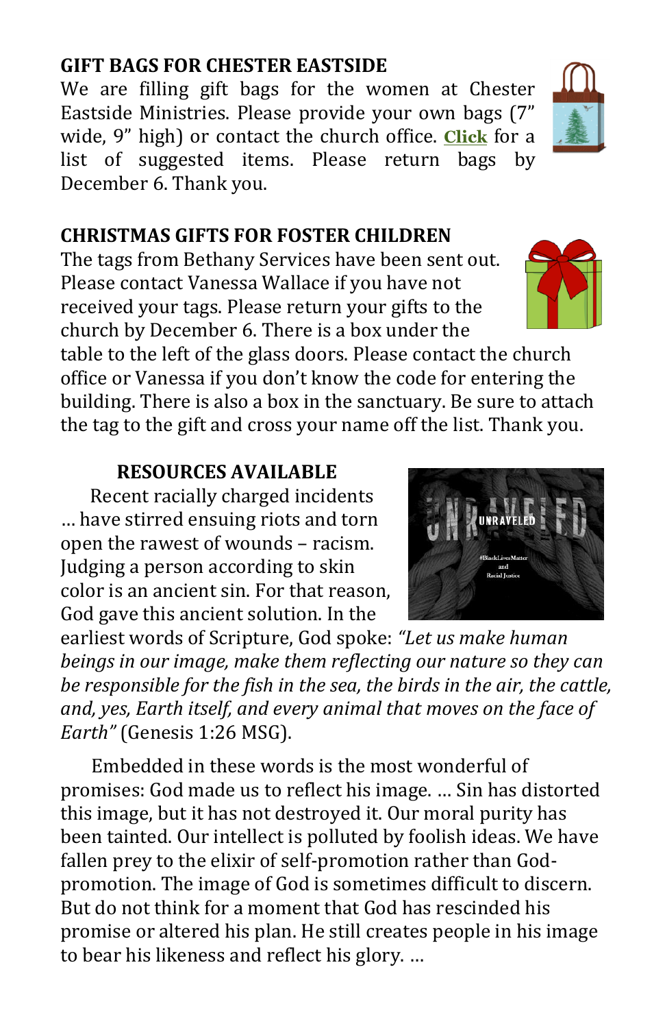## GIFT BAGS FOR CHESTER EASTSIDE

We are filling gift bags for the women at Chester Eastside Ministries. Please provide your own bags (7" wide, 9" high) or contact the church office. **Click** for a list of suggested items. Please return bags by December 6. Thank you.

## CHRISTMAS GIFTS FOR FOSTER CHILDREN

The tags from Bethany Services have been sent out. Please contact Vanessa Wallace if you have not received your tags. Please return your gifts to the church by December 6. There is a box under the table to the left of the glass doors. Please contact the church office or Vanessa if you don't know the code for entering the building. There is also a box in the sanctuary. Be sure to attach the tag to the gift and cross your name off the list. Thank you.

## RESOURCES AVAILABLE

Recent racially charged incidents … have stirred ensuing riots and torn open the rawest of wounds – racism. Judging a person according to skin color is an ancient sin. For that reason, God gave this ancient solution. In the earliest words of Scripture, God spoke: *"Let us make human beings in our image, make them reflecting our nature so they can be responsible for the fish in the sea, the birds in the air, the cattle, and, yes, Earth itself, and every animal that moves on the face of Earth"* (Genesis 1:26 MSG).

Embedded in these words is the most wonderful of promises: God made us to reflect his image. … Sin has distorted this image, but it has not destroyed it. Our moral purity has been tainted. Our intellect is polluted by foolish ideas. We have fallen prey to the elixir of self-promotion rather than God-promotion. The image of God is sometimes difficult to discern. But do not think for a moment that God has rescinded his promise or altered his plan. He still creates people in his image to bear his likeness and reflect his glory. …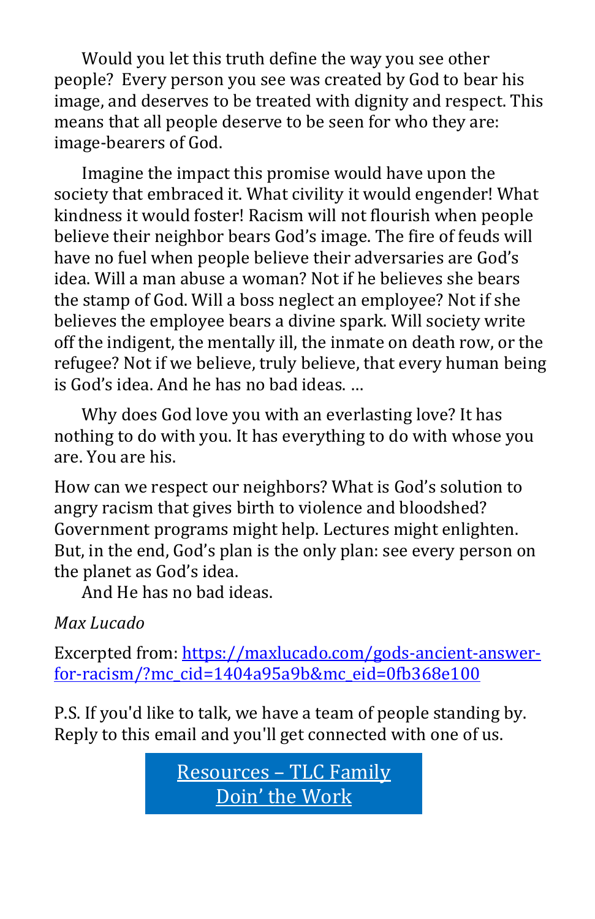Would you let this truth define the way you see other people? Every person you see was created by God to bear his image, and deserves to be treated with dignity and respect. This means that all people deserve to be seen for who they are: image-bearers of God.

Imagine the impact this promise would have upon the society that embraced it. What civility it would engender! What kindness it would foster! Racism will not flourish when people believe their neighbor bears God's image. The fire of feuds will have no fuel when people believe their adversaries are God's idea. Will a man abuse a woman? Not if he believes she bears the stamp of God. Will a boss neglect an employee? Not if she believes the employee bears a divine spark. Will society write off the indigent, the mentally ill, the inmate on death row, or the refugee? Not if we believe, truly believe, that every human being is God's idea. And he has no bad ideas. …

Why does God love you with an everlasting love? It has nothing to do with you. It has everything to do with whose you are. You are his.

How can we respect our neighbors? What is God's solution to angry racism that gives birth to violence and bloodshed? Government programs might help. Lectures might enlighten. But, in the end, God's plan is the only plan: see every person on the planet as God's idea.

And He has no bad ideas.

*Max Lucado*

Excerpted from: [https://maxlucado.com/gods-ancient-answer-for-racism/?mc_cid=1404a95a9b&mc_eid=0fb368e100](https://maxlucado.com/gods-ancient-answer-for-racism/?mc_cid=1404a95a9b&mc_eid=0fb368e100)

P.S. If you'd like to talk, we have a team of people standing by. Reply to this email and you'll get connected with one of us.

[Resources – TLC Family Doin' the Work]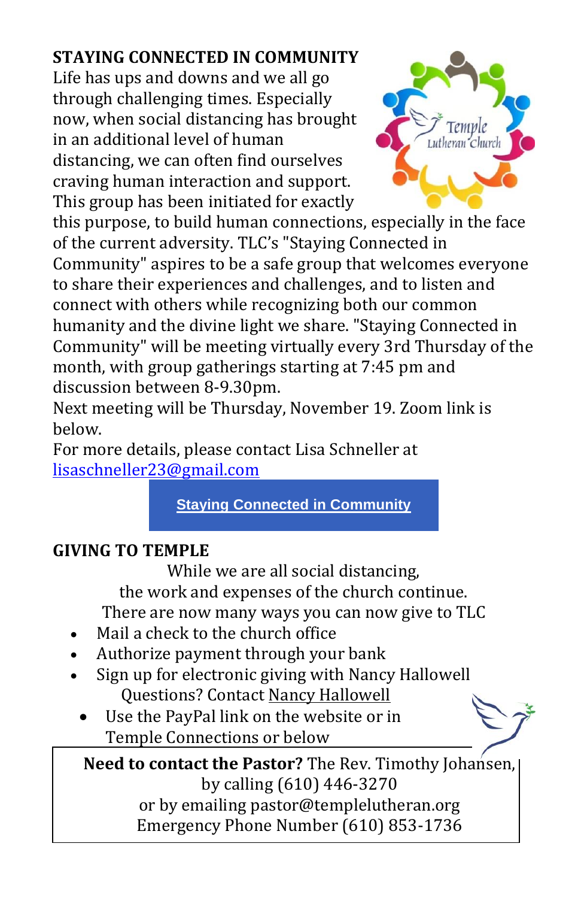## STAYING CONNECTED IN COMMUNITY

Life has ups and downs and we all go through challenging times. Especially now, when social distancing has brought in an additional level of human distancing, we can often find ourselves craving human interaction and support. This group has been initiated for exactly this purpose, to build human connections, especially in the face of the current adversity. TLC's "Staying Connected in Community" aspires to be a safe group that welcomes everyone to share their experiences and challenges, and to listen and connect with others while recognizing both our common humanity and the divine light we share. "Staying Connected in Community" will be meeting virtually every 3rd Thursday of the month, with group gatherings starting at 7:45 pm and discussion between 8-9.30pm.

Next meeting will be Thursday, November 19. Zoom link is below.

For more details, please contact Lisa Schneller at lisaschneller23@gmail.com

**Staying Connected in Community**

## GIVING TO TEMPLE

While we are all social distancing,
the work and expenses of the church continue.
There are now many ways you can now give to TLC

- Mail a check to the church office
- Authorize payment through your bank
- Sign up for electronic giving with Nancy Hallowell
  Questions? Contact Nancy Hallowell
- Use the PayPal link on the website or in Temple Connections or below

**Need to contact the Pastor?** The Rev. Timothy Johansen,
by calling (610) 446-3270
or by emailing pastor@templelutheran.org
Emergency Phone Number (610) 853-1736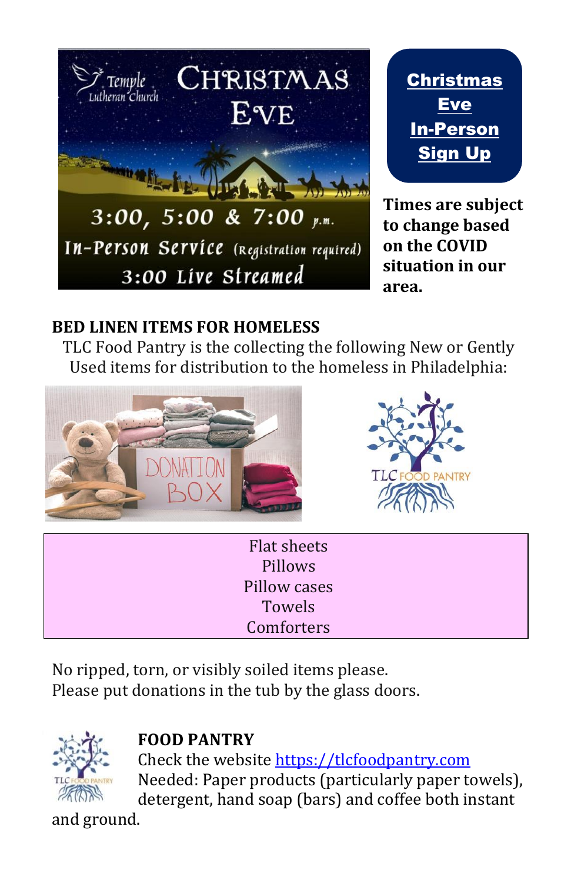Temple Lutheran Church

CHRISTMAS EVE

3:00, 5:00 & 7:00 p.m.

In-Person Service (Registration required)

3:00 Live Streamed

**[Christmas Eve In-Person Sign Up]()**

**Times are subject to change based on the COVID situation in our area.**

**BED LINEN ITEMS FOR HOMELESS**

TLC Food Pantry is the collecting the following New or Gently Used items for distribution to the homeless in Philadelphia:

Flat sheets
Pillows
Pillow cases
Towels
Comforters

No ripped, torn, or visibly soiled items please.
Please put donations in the tub by the glass doors.

**FOOD PANTRY**

Check the website https://tlcfoodpantry.com
Needed: Paper products (particularly paper towels), detergent, hand soap (bars) and coffee both instant and ground.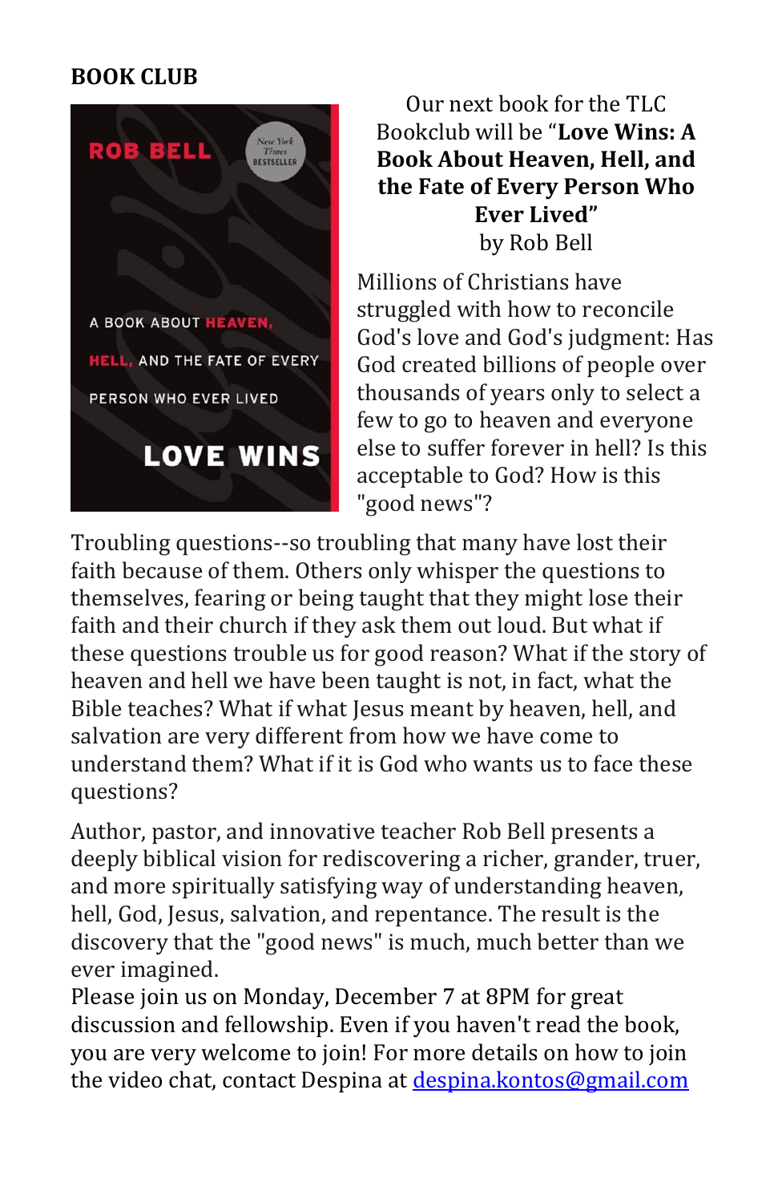## BOOK CLUB

Our next book for the TLC Bookclub will be "**Love Wins: A Book About Heaven, Hell, and the Fate of Every Person Who Ever Lived**" by Rob Bell

Millions of Christians have struggled with how to reconcile God's love and God's judgment: Has God created billions of people over thousands of years only to select a few to go to heaven and everyone else to suffer forever in hell? Is this acceptable to God? How is this "good news"?

Troubling questions--so troubling that many have lost their faith because of them. Others only whisper the questions to themselves, fearing or being taught that they might lose their faith and their church if they ask them out loud. But what if these questions trouble us for good reason? What if the story of heaven and hell we have been taught is not, in fact, what the Bible teaches? What if what Jesus meant by heaven, hell, and salvation are very different from how we have come to understand them? What if it is God who wants us to face these questions?

Author, pastor, and innovative teacher Rob Bell presents a deeply biblical vision for rediscovering a richer, grander, truer, and more spiritually satisfying way of understanding heaven, hell, God, Jesus, salvation, and repentance. The result is the discovery that the "good news" is much, much better than we ever imagined.

Please join us on Monday, December 7 at 8PM for great discussion and fellowship. Even if you haven't read the book, you are very welcome to join! For more details on how to join the video chat, contact Despina at [despina.kontos@gmail.com](mailto:despina.kontos@gmail.com)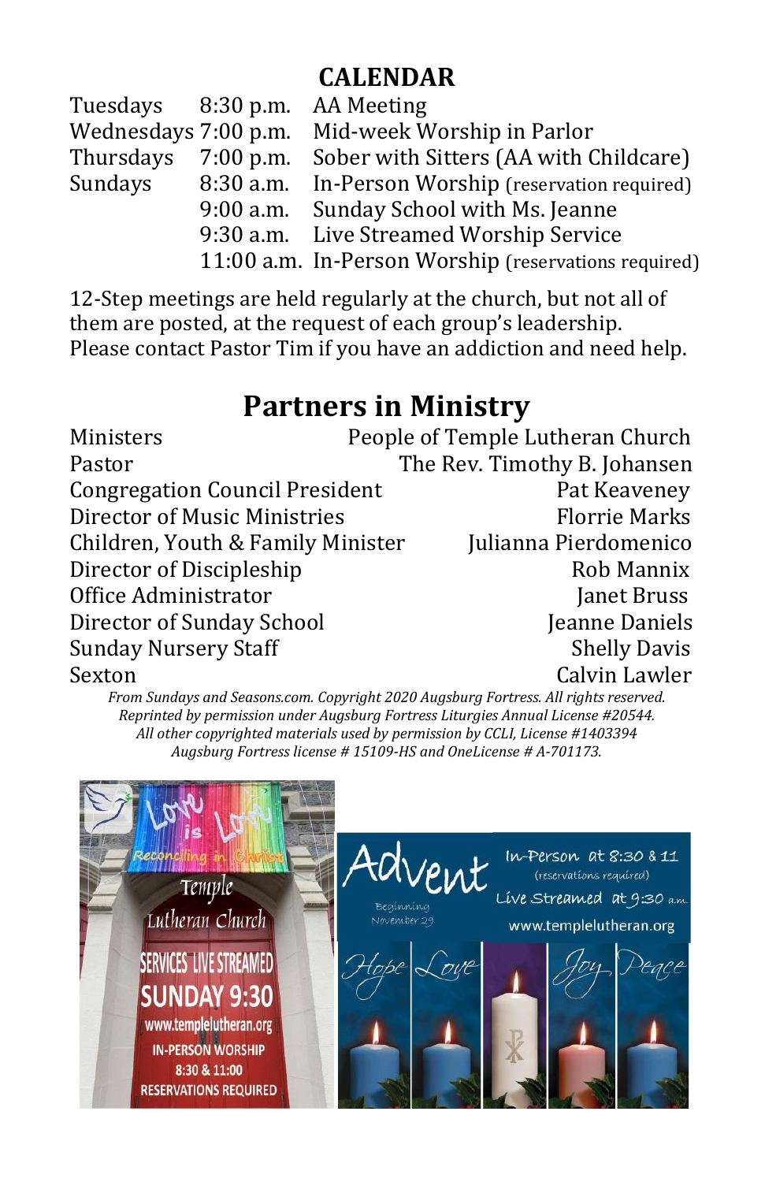## CALENDAR

| | | |
|---|---|---|
| Tuesdays | 8:30 p.m. | AA Meeting |
| Wednesdays | 7:00 p.m. | Mid-week Worship in Parlor |
| Thursdays | 7:00 p.m. | Sober with Sitters (AA with Childcare) |
| Sundays | 8:30 a.m. | In-Person Worship (reservation required) |
| | 9:00 a.m. | Sunday School with Ms. Jeanne |
| | 9:30 a.m. | Live Streamed Worship Service |
| | 11:00 a.m. | In-Person Worship (reservations required) |

12-Step meetings are held regularly at the church, but not all of them are posted, at the request of each group's leadership. Please contact Pastor Tim if you have an addiction and need help.

## Partners in Ministry

| | |
|---|---|
| Ministers | People of Temple Lutheran Church |
| Pastor | The Rev. Timothy B. Johansen |
| Congregation Council President | Pat Keaveney |
| Director of Music Ministries | Florrie Marks |
| Children, Youth & Family Minister | Julianna Pierdomenico |
| Director of Discipleship | Rob Mannix |
| Office Administrator | Janet Bruss |
| Director of Sunday School | Jeanne Daniels |
| Sunday Nursery Staff | Shelly Davis |
| Sexton | Calvin Lawler |

*From Sundays and Seasons.com. Copyright 2020 Augsburg Fortress. All rights reserved. Reprinted by permission under Augsburg Fortress Liturgies Annual License #20544. All other copyrighted materials used by permission by CCLI, License #1403394 Augsburg Fortress license # 15109-HS and OneLicense # A-701173.*

Love is Love
Reconciling in Christ
Temple Lutheran Church
SERVICES LIVE STREAMED
SUNDAY 9:30
www.templelutheran.org
IN-PERSON WORSHIP
8:30 & 11:00
RESERVATIONS REQUIRED

Advent
Beginning November 29
In-Person at 8:30 & 11
(reservations required)
Live Streamed at 9:30 a.m.
www.templelutheran.org
Hope Love Joy Peace